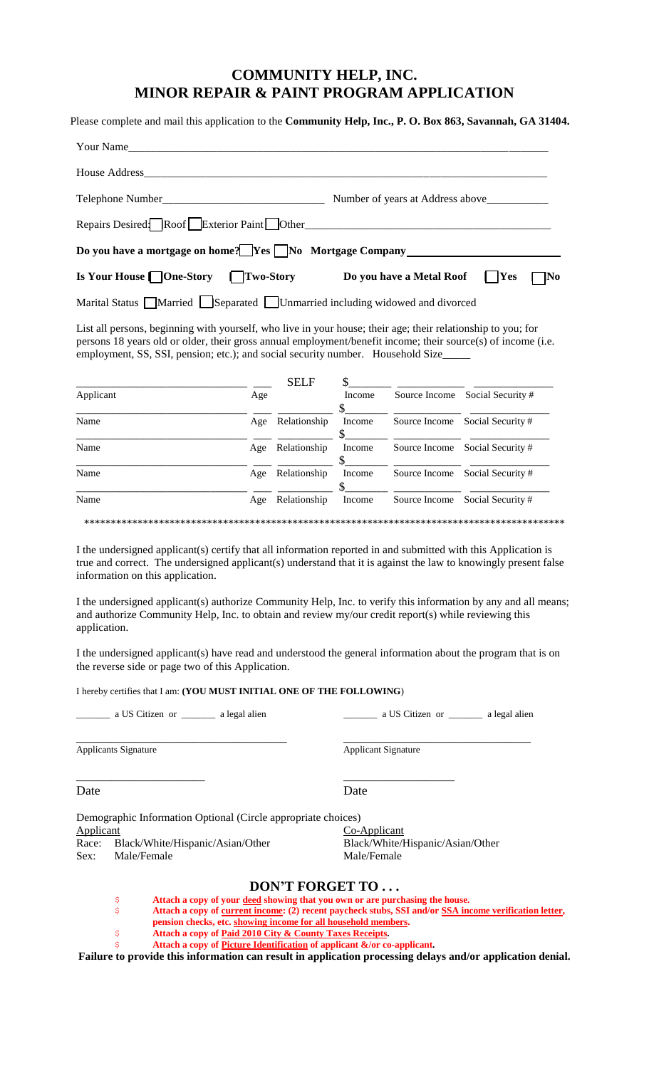# COMMUNITY HELP, INC.
# MINOR REPAIR & PAINT PROGRAM APPLICATION

Please complete and mail this application to the **Community Help, Inc., P. O. Box 863, Savannah, GA 31404.**

Your Name_______________________________________________________________________________

House Address____________________________________________________________________________

Telephone Number_____________________________ Number of years at Address above___________

Repairs Desired: ☐ Roof ☐ Exterior Paint ☐ Other___________________________________________

**Do you have a mortgage on home? ☐ Yes ☐ No Mortgage Company___________________________**

**Is Your House ☐ One-Story ☐ Two-Story Do you have a Metal Roof ☐ Yes ☐ No**

Marital Status ☐ Married ☐ Separated ☐ Unmarried including widowed and divorced

List all persons, beginning with yourself, who live in your house; their age; their relationship to you; for persons 18 years old or older, their gross annual employment/benefit income; their source(s) of income (i.e. employment, SS, SSI, pension; etc.); and social security number. Household Size_____

| Name | Age | Relationship | Income | Source Income | Social Security # |
|---|---|---|---|---|---|
| Applicant | | SELF | $ | | |
| | | | $ | | |
| | | | $ | | |
| | | | $ | | |
| | | | $ | | |

*********************************************************************************************

I the undersigned applicant(s) certify that all information reported in and submitted with this Application is true and correct. The undersigned applicant(s) understand that it is against the law to knowingly present false information on this application.

I the undersigned applicant(s) authorize Community Help, Inc. to verify this information by any and all means; and authorize Community Help, Inc. to obtain and review my/our credit report(s) while reviewing this application.

I the undersigned applicant(s) have read and understood the general information about the program that is on the reverse side or page two of this Application.

I hereby certifies that I am: **(YOU MUST INITIAL ONE OF THE FOLLOWING**)

_______ a US Citizen or _______ a legal alien          _______ a US Citizen or _______ a legal alien

_______________________________________          ___________________________________

Applicants Signature          Applicant Signature

______________________          ____________________

Date          Date

Demographic Information Optional (Circle appropriate choices)

| | Applicant | Co-Applicant |
|---|---|---|
| Race: | Black/White/Hispanic/Asian/Other | Black/White/Hispanic/Asian/Other |
| Sex: | Male/Female | Male/Female |

## DON'T FORGET TO . . .

- **Attach a copy of your deed showing that you own or are purchasing the house.**
- **Attach a copy of current income: (2) recent paycheck stubs, SSI and/or SSA income verification letter, pension checks, etc. showing income for all household members.**
- **Attach a copy of Paid 2010 City & County Taxes Receipts.**
- **Attach a copy of Picture Identification of applicant &/or co-applicant.**

**Failure to provide this information can result in application processing delays and/or application denial.**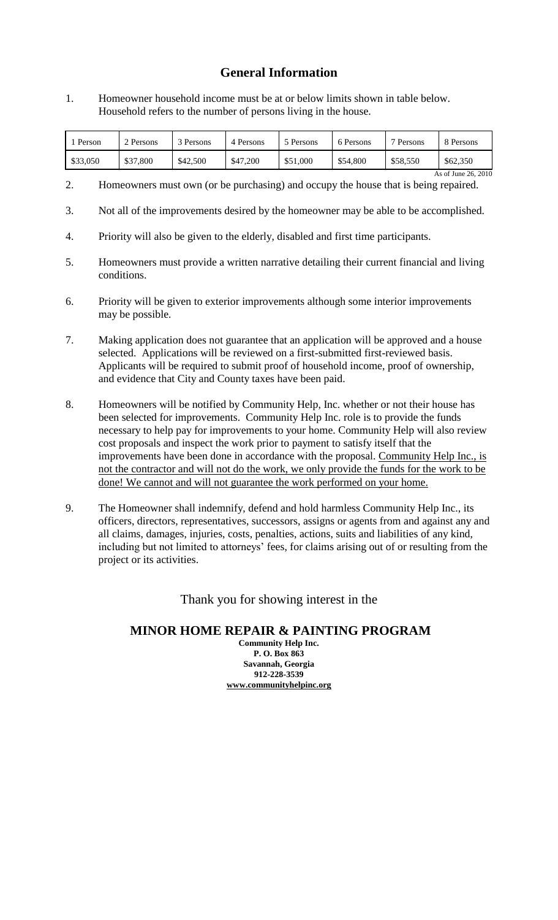## General Information

1. Homeowner household income must be at or below limits shown in table below. Household refers to the number of persons living in the house.

| 1 Person | 2 Persons | 3 Persons | 4 Persons | 5 Persons | 6 Persons | 7 Persons | 8 Persons |
|---|---|---|---|---|---|---|---|
| $33,050 | $37,800 | $42,500 | $47,200 | $51,000 | $54,800 | $58,550 | $62,350 |

As of June 26, 2010

2. Homeowners must own (or be purchasing) and occupy the house that is being repaired.

3. Not all of the improvements desired by the homeowner may be able to be accomplished.

4. Priority will also be given to the elderly, disabled and first time participants.

5. Homeowners must provide a written narrative detailing their current financial and living conditions.

6. Priority will be given to exterior improvements although some interior improvements may be possible.

7. Making application does not guarantee that an application will be approved and a house selected. Applications will be reviewed on a first-submitted first-reviewed basis. Applicants will be required to submit proof of household income, proof of ownership, and evidence that City and County taxes have been paid.

8. Homeowners will be notified by Community Help, Inc. whether or not their house has been selected for improvements. Community Help Inc. role is to provide the funds necessary to help pay for improvements to your home. Community Help will also review cost proposals and inspect the work prior to payment to satisfy itself that the improvements have been done in accordance with the proposal. Community Help Inc., is not the contractor and will not do the work, we only provide the funds for the work to be done! We cannot and will not guarantee the work performed on your home.

9. The Homeowner shall indemnify, defend and hold harmless Community Help Inc., its officers, directors, representatives, successors, assigns or agents from and against any and all claims, damages, injuries, costs, penalties, actions, suits and liabilities of any kind, including but not limited to attorneys' fees, for claims arising out of or resulting from the project or its activities.

Thank you for showing interest in the

**MINOR HOME REPAIR & PAINTING PROGRAM**

**Community Help Inc.**
**P. O. Box 863**
**Savannah, Georgia**
**912-228-3539**
**www.communityhelpinc.org**